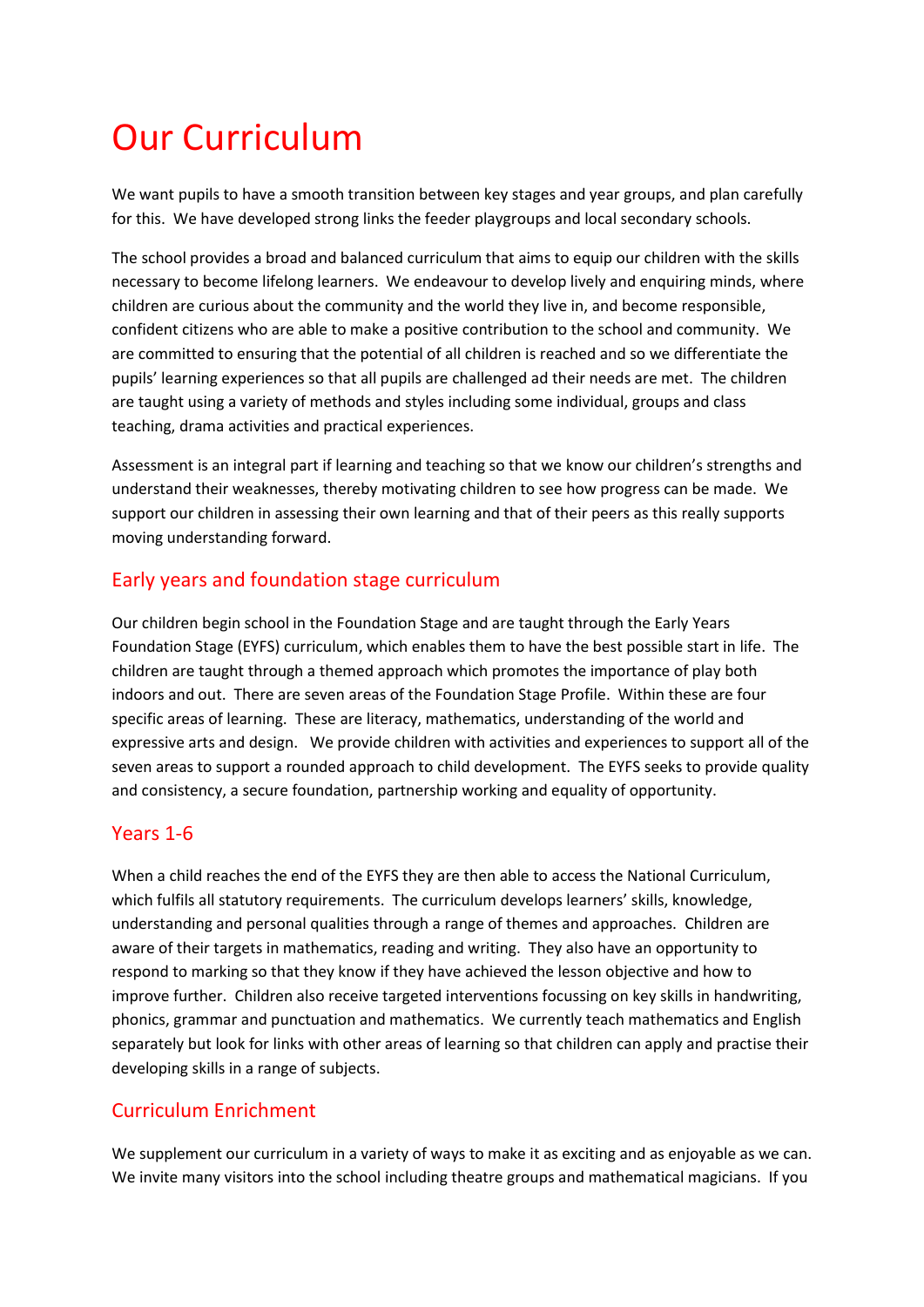# Our Curriculum

We want pupils to have a smooth transition between key stages and year groups, and plan carefully for this. We have developed strong links the feeder playgroups and local secondary schools.

The school provides a broad and balanced curriculum that aims to equip our children with the skills necessary to become lifelong learners. We endeavour to develop lively and enquiring minds, where children are curious about the community and the world they live in, and become responsible, confident citizens who are able to make a positive contribution to the school and community. We are committed to ensuring that the potential of all children is reached and so we differentiate the pupils' learning experiences so that all pupils are challenged ad their needs are met. The children are taught using a variety of methods and styles including some individual, groups and class teaching, drama activities and practical experiences.

Assessment is an integral part if learning and teaching so that we know our children's strengths and understand their weaknesses, thereby motivating children to see how progress can be made. We support our children in assessing their own learning and that of their peers as this really supports moving understanding forward.

## Early years and foundation stage curriculum

Our children begin school in the Foundation Stage and are taught through the Early Years Foundation Stage (EYFS) curriculum, which enables them to have the best possible start in life. The children are taught through a themed approach which promotes the importance of play both indoors and out. There are seven areas of the Foundation Stage Profile. Within these are four specific areas of learning. These are literacy, mathematics, understanding of the world and expressive arts and design. We provide children with activities and experiences to support all of the seven areas to support a rounded approach to child development. The EYFS seeks to provide quality and consistency, a secure foundation, partnership working and equality of opportunity.

## Years 1-6

When a child reaches the end of the EYFS they are then able to access the National Curriculum, which fulfils all statutory requirements. The curriculum develops learners' skills, knowledge, understanding and personal qualities through a range of themes and approaches. Children are aware of their targets in mathematics, reading and writing. They also have an opportunity to respond to marking so that they know if they have achieved the lesson objective and how to improve further. Children also receive targeted interventions focussing on key skills in handwriting, phonics, grammar and punctuation and mathematics. We currently teach mathematics and English separately but look for links with other areas of learning so that children can apply and practise their developing skills in a range of subjects.

## Curriculum Enrichment

We supplement our curriculum in a variety of ways to make it as exciting and as enjoyable as we can. We invite many visitors into the school including theatre groups and mathematical magicians. If you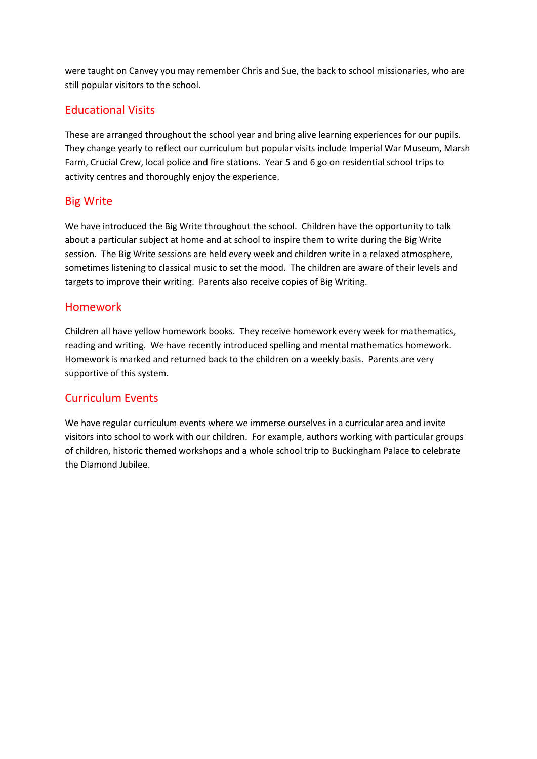were taught on Canvey you may remember Chris and Sue, the back to school missionaries, who are still popular visitors to the school.

## Educational Visits

These are arranged throughout the school year and bring alive learning experiences for our pupils. They change yearly to reflect our curriculum but popular visits include Imperial War Museum, Marsh Farm, Crucial Crew, local police and fire stations. Year 5 and 6 go on residential school trips to activity centres and thoroughly enjoy the experience.

## Big Write

We have introduced the Big Write throughout the school. Children have the opportunity to talk about a particular subject at home and at school to inspire them to write during the Big Write session. The Big Write sessions are held every week and children write in a relaxed atmosphere, sometimes listening to classical music to set the mood. The children are aware of their levels and targets to improve their writing. Parents also receive copies of Big Writing.

## Homework

Children all have yellow homework books. They receive homework every week for mathematics, reading and writing. We have recently introduced spelling and mental mathematics homework. Homework is marked and returned back to the children on a weekly basis. Parents are very supportive of this system.

## Curriculum Events

We have regular curriculum events where we immerse ourselves in a curricular area and invite visitors into school to work with our children. For example, authors working with particular groups of children, historic themed workshops and a whole school trip to Buckingham Palace to celebrate the Diamond Jubilee.